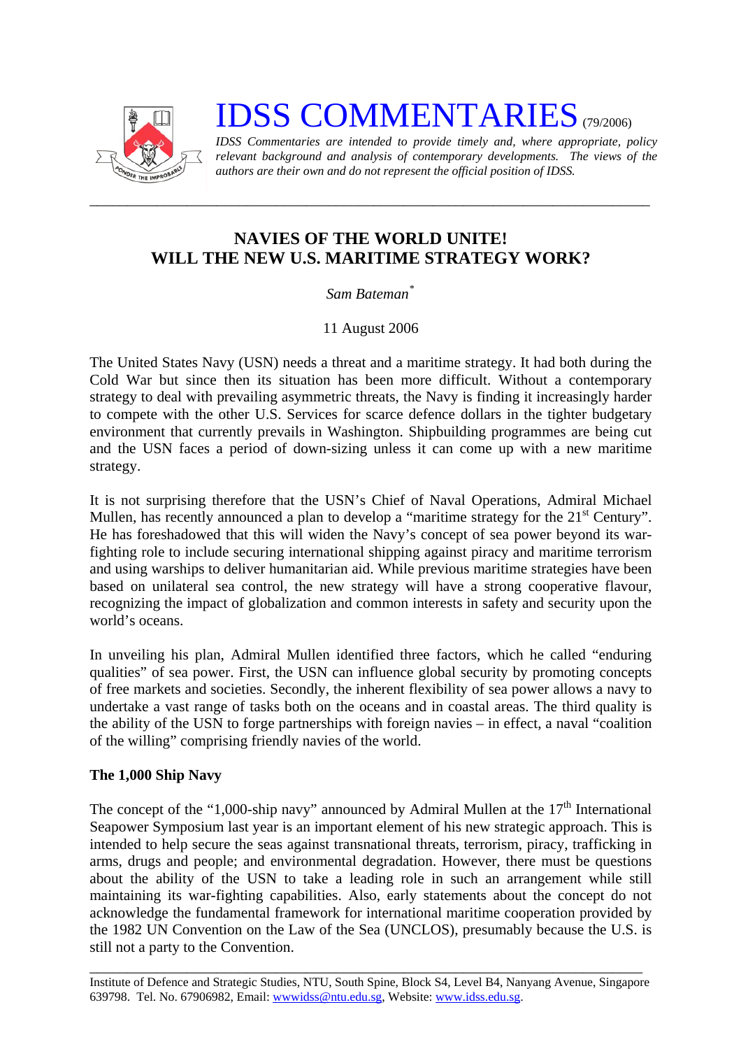# IDSS COMMENTARIES (79/2006)

*IDSS Commentaries are intended to provide timely and, where appropriate, policy relevant background and analysis of contemporary developments. The views of the authors are their own and do not represent the official position of IDSS.*

---

## NAVIES OF THE WORLD UNITE! WILL THE NEW U.S. MARITIME STRATEGY WORK?

*Sam Bateman**

11 August 2006

The United States Navy (USN) needs a threat and a maritime strategy. It had both during the Cold War but since then its situation has been more difficult. Without a contemporary strategy to deal with prevailing asymmetric threats, the Navy is finding it increasingly harder to compete with the other U.S. Services for scarce defence dollars in the tighter budgetary environment that currently prevails in Washington. Shipbuilding programmes are being cut and the USN faces a period of down-sizing unless it can come up with a new maritime strategy.

It is not surprising therefore that the USN's Chief of Naval Operations, Admiral Michael Mullen, has recently announced a plan to develop a "maritime strategy for the 21st Century". He has foreshadowed that this will widen the Navy's concept of sea power beyond its war-fighting role to include securing international shipping against piracy and maritime terrorism and using warships to deliver humanitarian aid. While previous maritime strategies have been based on unilateral sea control, the new strategy will have a strong cooperative flavour, recognizing the impact of globalization and common interests in safety and security upon the world's oceans.

In unveiling his plan, Admiral Mullen identified three factors, which he called "enduring qualities" of sea power. First, the USN can influence global security by promoting concepts of free markets and societies. Secondly, the inherent flexibility of sea power allows a navy to undertake a vast range of tasks both on the oceans and in coastal areas. The third quality is the ability of the USN to forge partnerships with foreign navies – in effect, a naval "coalition of the willing" comprising friendly navies of the world.

### The 1,000 Ship Navy

The concept of the "1,000-ship navy" announced by Admiral Mullen at the 17th International Seapower Symposium last year is an important element of his new strategic approach. This is intended to help secure the seas against transnational threats, terrorism, piracy, trafficking in arms, drugs and people; and environmental degradation. However, there must be questions about the ability of the USN to take a leading role in such an arrangement while still maintaining its war-fighting capabilities. Also, early statements about the concept do not acknowledge the fundamental framework for international maritime cooperation provided by the 1982 UN Convention on the Law of the Sea (UNCLOS), presumably because the U.S. is still not a party to the Convention.

---

Institute of Defence and Strategic Studies, NTU, South Spine, Block S4, Level B4, Nanyang Avenue, Singapore 639798. Tel. No. 67906982, Email: wwwidss@ntu.edu.sg, Website: www.idss.edu.sg.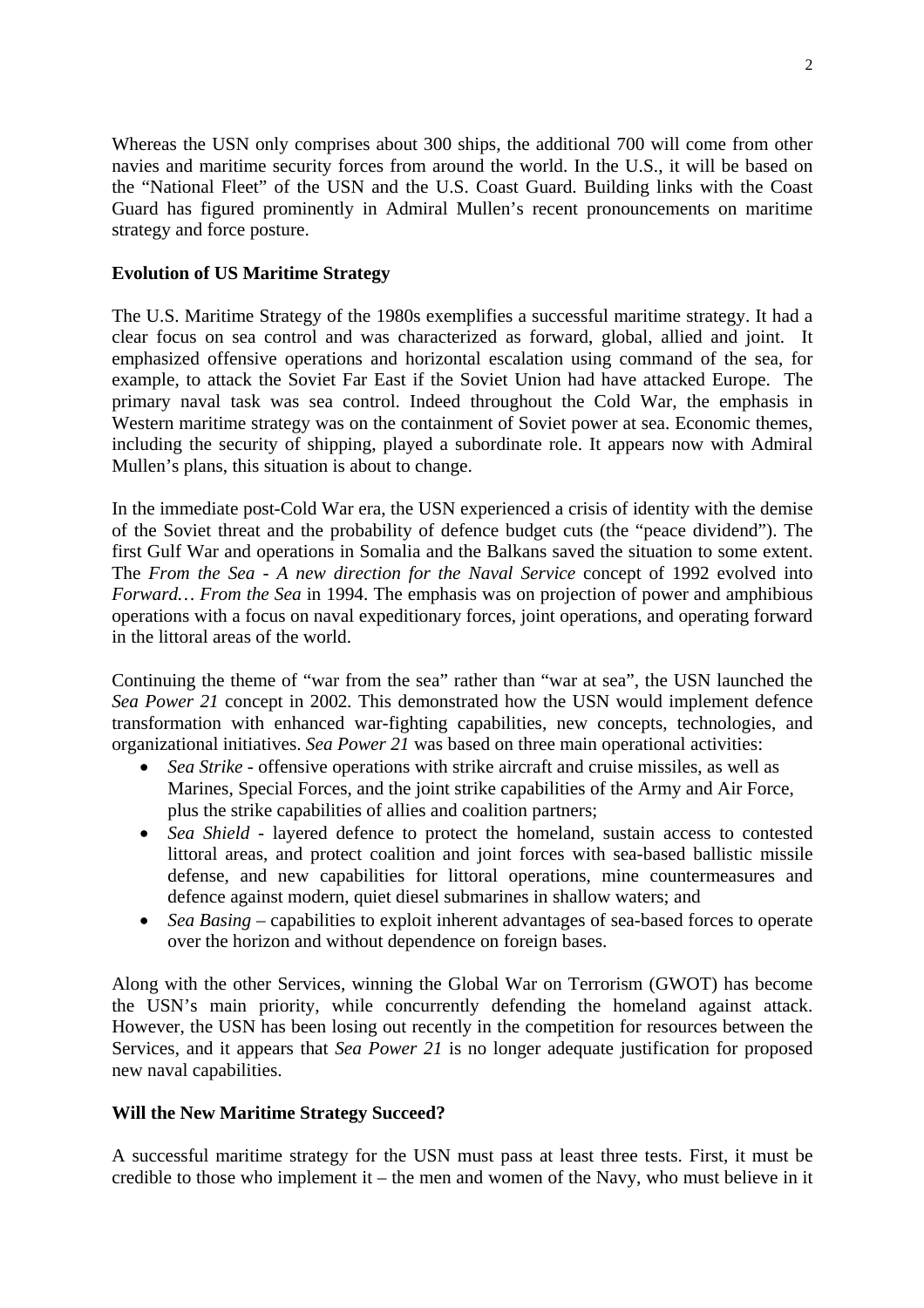Whereas the USN only comprises about 300 ships, the additional 700 will come from other navies and maritime security forces from around the world. In the U.S., it will be based on the "National Fleet" of the USN and the U.S. Coast Guard. Building links with the Coast Guard has figured prominently in Admiral Mullen's recent pronouncements on maritime strategy and force posture.

**Evolution of US Maritime Strategy**

The U.S. Maritime Strategy of the 1980s exemplifies a successful maritime strategy. It had a clear focus on sea control and was characterized as forward, global, allied and joint. It emphasized offensive operations and horizontal escalation using command of the sea, for example, to attack the Soviet Far East if the Soviet Union had have attacked Europe. The primary naval task was sea control. Indeed throughout the Cold War, the emphasis in Western maritime strategy was on the containment of Soviet power at sea. Economic themes, including the security of shipping, played a subordinate role. It appears now with Admiral Mullen's plans, this situation is about to change.

In the immediate post-Cold War era, the USN experienced a crisis of identity with the demise of the Soviet threat and the probability of defence budget cuts (the "peace dividend"). The first Gulf War and operations in Somalia and the Balkans saved the situation to some extent. The *From the Sea - A new direction for the Naval Service* concept of 1992 evolved into *Forward… From the Sea* in 1994. The emphasis was on projection of power and amphibious operations with a focus on naval expeditionary forces, joint operations, and operating forward in the littoral areas of the world.

Continuing the theme of "war from the sea" rather than "war at sea", the USN launched the *Sea Power 21* concept in 2002. This demonstrated how the USN would implement defence transformation with enhanced war-fighting capabilities, new concepts, technologies, and organizational initiatives. *Sea Power 21* was based on three main operational activities:

- *Sea Strike* - offensive operations with strike aircraft and cruise missiles, as well as Marines, Special Forces, and the joint strike capabilities of the Army and Air Force, plus the strike capabilities of allies and coalition partners;
- *Sea Shield* - layered defence to protect the homeland, sustain access to contested littoral areas, and protect coalition and joint forces with sea-based ballistic missile defense, and new capabilities for littoral operations, mine countermeasures and defence against modern, quiet diesel submarines in shallow waters; and
- *Sea Basing* – capabilities to exploit inherent advantages of sea-based forces to operate over the horizon and without dependence on foreign bases.

Along with the other Services, winning the Global War on Terrorism (GWOT) has become the USN's main priority, while concurrently defending the homeland against attack. However, the USN has been losing out recently in the competition for resources between the Services, and it appears that *Sea Power 21* is no longer adequate justification for proposed new naval capabilities.

**Will the New Maritime Strategy Succeed?**

A successful maritime strategy for the USN must pass at least three tests. First, it must be credible to those who implement it – the men and women of the Navy, who must believe in it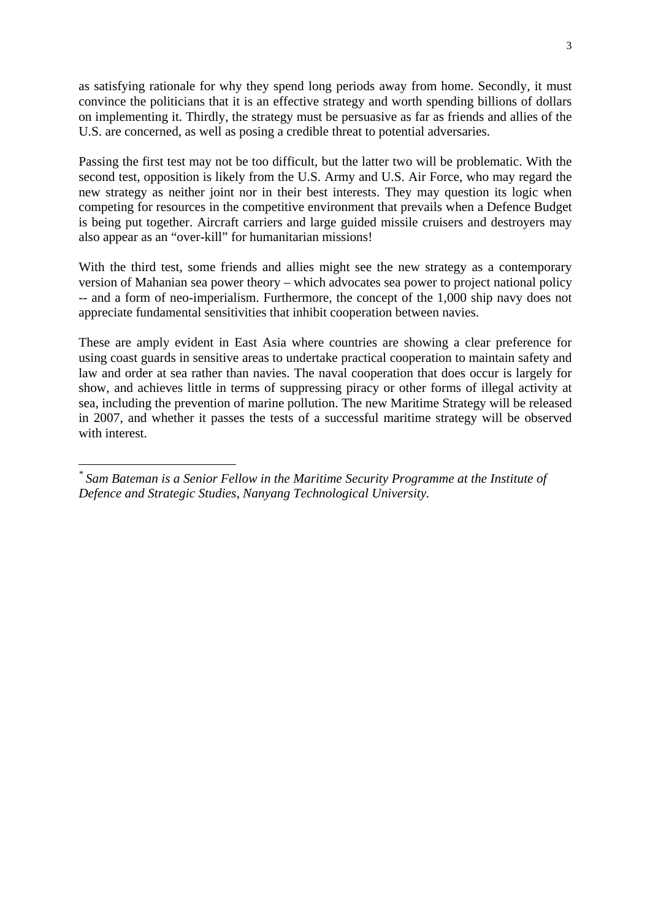as satisfying rationale for why they spend long periods away from home. Secondly, it must convince the politicians that it is an effective strategy and worth spending billions of dollars on implementing it. Thirdly, the strategy must be persuasive as far as friends and allies of the U.S. are concerned, as well as posing a credible threat to potential adversaries.

Passing the first test may not be too difficult, but the latter two will be problematic. With the second test, opposition is likely from the U.S. Army and U.S. Air Force, who may regard the new strategy as neither joint nor in their best interests. They may question its logic when competing for resources in the competitive environment that prevails when a Defence Budget is being put together. Aircraft carriers and large guided missile cruisers and destroyers may also appear as an "over-kill" for humanitarian missions!

With the third test, some friends and allies might see the new strategy as a contemporary version of Mahanian sea power theory – which advocates sea power to project national policy -- and a form of neo-imperialism. Furthermore, the concept of the 1,000 ship navy does not appreciate fundamental sensitivities that inhibit cooperation between navies.

These are amply evident in East Asia where countries are showing a clear preference for using coast guards in sensitive areas to undertake practical cooperation to maintain safety and law and order at sea rather than navies. The naval cooperation that does occur is largely for show, and achieves little in terms of suppressing piracy or other forms of illegal activity at sea, including the prevention of marine pollution. The new Maritime Strategy will be released in 2007, and whether it passes the tests of a successful maritime strategy will be observed with interest.

---

[*] *Sam Bateman is a Senior Fellow in the Maritime Security Programme at the Institute of Defence and Strategic Studies, Nanyang Technological University.*